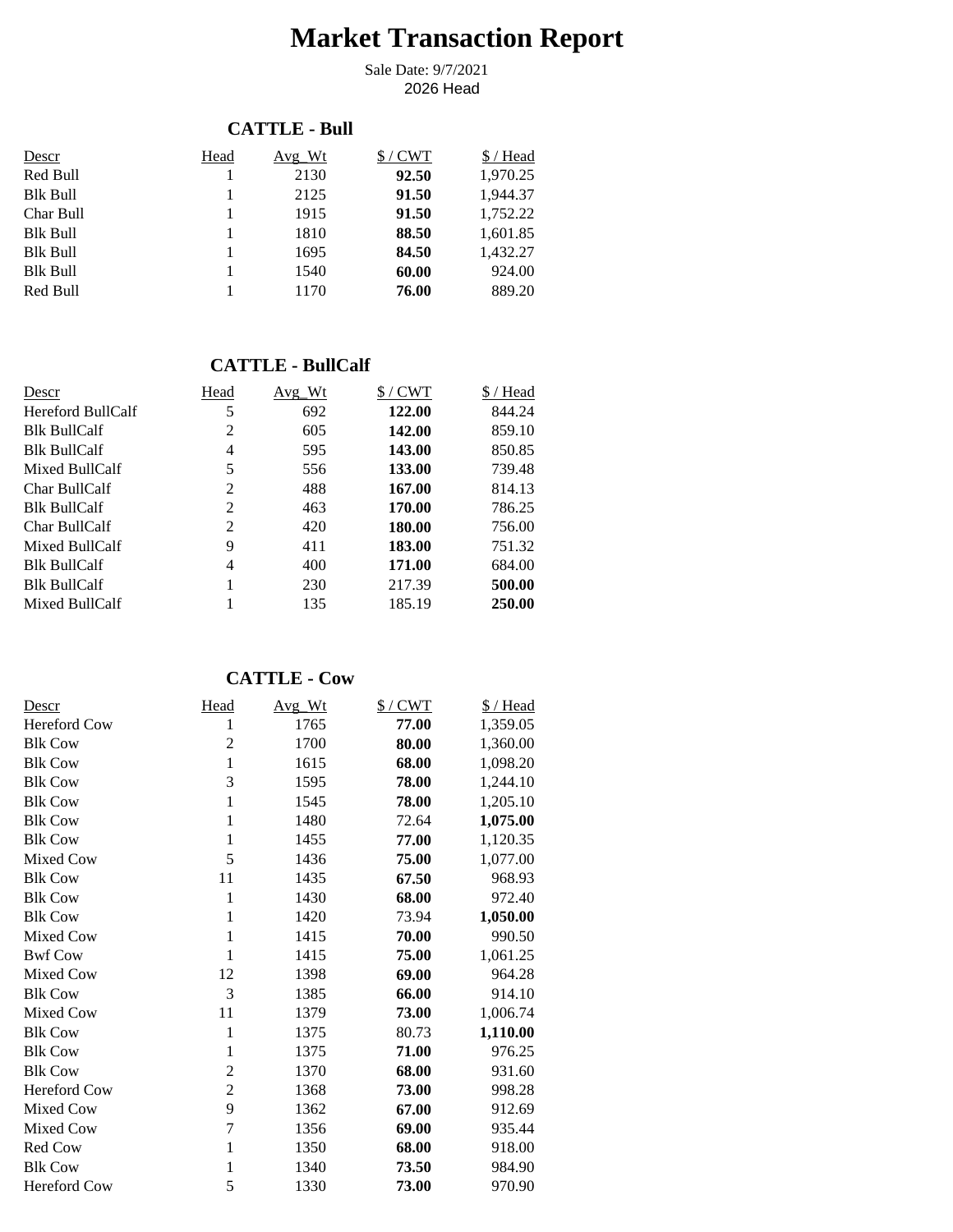# Market Transaction Report

Sale Date: 9/7/2021
2026 Head

## CATTLE - Bull

| Descr | Head | Avg_Wt | $ / CWT | $ / Head |
|---|---|---|---|---|
| Red Bull | 1 | 2130 | **92.50** | 1,970.25 |
| Blk Bull | 1 | 2125 | **91.50** | 1,944.37 |
| Char Bull | 1 | 1915 | **91.50** | 1,752.22 |
| Blk Bull | 1 | 1810 | **88.50** | 1,601.85 |
| Blk Bull | 1 | 1695 | **84.50** | 1,432.27 |
| Blk Bull | 1 | 1540 | **60.00** | 924.00 |
| Red Bull | 1 | 1170 | **76.00** | 889.20 |

## CATTLE - BullCalf

| Descr | Head | Avg_Wt | $ / CWT | $ / Head |
|---|---|---|---|---|
| Hereford BullCalf | 5 | 692 | **122.00** | 844.24 |
| Blk BullCalf | 2 | 605 | **142.00** | 859.10 |
| Blk BullCalf | 4 | 595 | **143.00** | 850.85 |
| Mixed BullCalf | 5 | 556 | **133.00** | 739.48 |
| Char BullCalf | 2 | 488 | **167.00** | 814.13 |
| Blk BullCalf | 2 | 463 | **170.00** | 786.25 |
| Char BullCalf | 2 | 420 | **180.00** | 756.00 |
| Mixed BullCalf | 9 | 411 | **183.00** | 751.32 |
| Blk BullCalf | 4 | 400 | **171.00** | 684.00 |
| Blk BullCalf | 1 | 230 | 217.39 | **500.00** |
| Mixed BullCalf | 1 | 135 | 185.19 | **250.00** |

## CATTLE - Cow

| Descr | Head | Avg_Wt | $ / CWT | $ / Head |
|---|---|---|---|---|
| Hereford Cow | 1 | 1765 | **77.00** | 1,359.05 |
| Blk Cow | 2 | 1700 | **80.00** | 1,360.00 |
| Blk Cow | 1 | 1615 | **68.00** | 1,098.20 |
| Blk Cow | 3 | 1595 | **78.00** | 1,244.10 |
| Blk Cow | 1 | 1545 | **78.00** | 1,205.10 |
| Blk Cow | 1 | 1480 | 72.64 | **1,075.00** |
| Blk Cow | 1 | 1455 | **77.00** | 1,120.35 |
| Mixed Cow | 5 | 1436 | **75.00** | 1,077.00 |
| Blk Cow | 11 | 1435 | **67.50** | 968.93 |
| Blk Cow | 1 | 1430 | **68.00** | 972.40 |
| Blk Cow | 1 | 1420 | 73.94 | **1,050.00** |
| Mixed Cow | 1 | 1415 | **70.00** | 990.50 |
| Bwf Cow | 1 | 1415 | **75.00** | 1,061.25 |
| Mixed Cow | 12 | 1398 | **69.00** | 964.28 |
| Blk Cow | 3 | 1385 | **66.00** | 914.10 |
| Mixed Cow | 11 | 1379 | **73.00** | 1,006.74 |
| Blk Cow | 1 | 1375 | 80.73 | **1,110.00** |
| Blk Cow | 1 | 1375 | **71.00** | 976.25 |
| Blk Cow | 2 | 1370 | **68.00** | 931.60 |
| Hereford Cow | 2 | 1368 | **73.00** | 998.28 |
| Mixed Cow | 9 | 1362 | **67.00** | 912.69 |
| Mixed Cow | 7 | 1356 | **69.00** | 935.44 |
| Red Cow | 1 | 1350 | **68.00** | 918.00 |
| Blk Cow | 1 | 1340 | **73.50** | 984.90 |
| Hereford Cow | 5 | 1330 | **73.00** | 970.90 |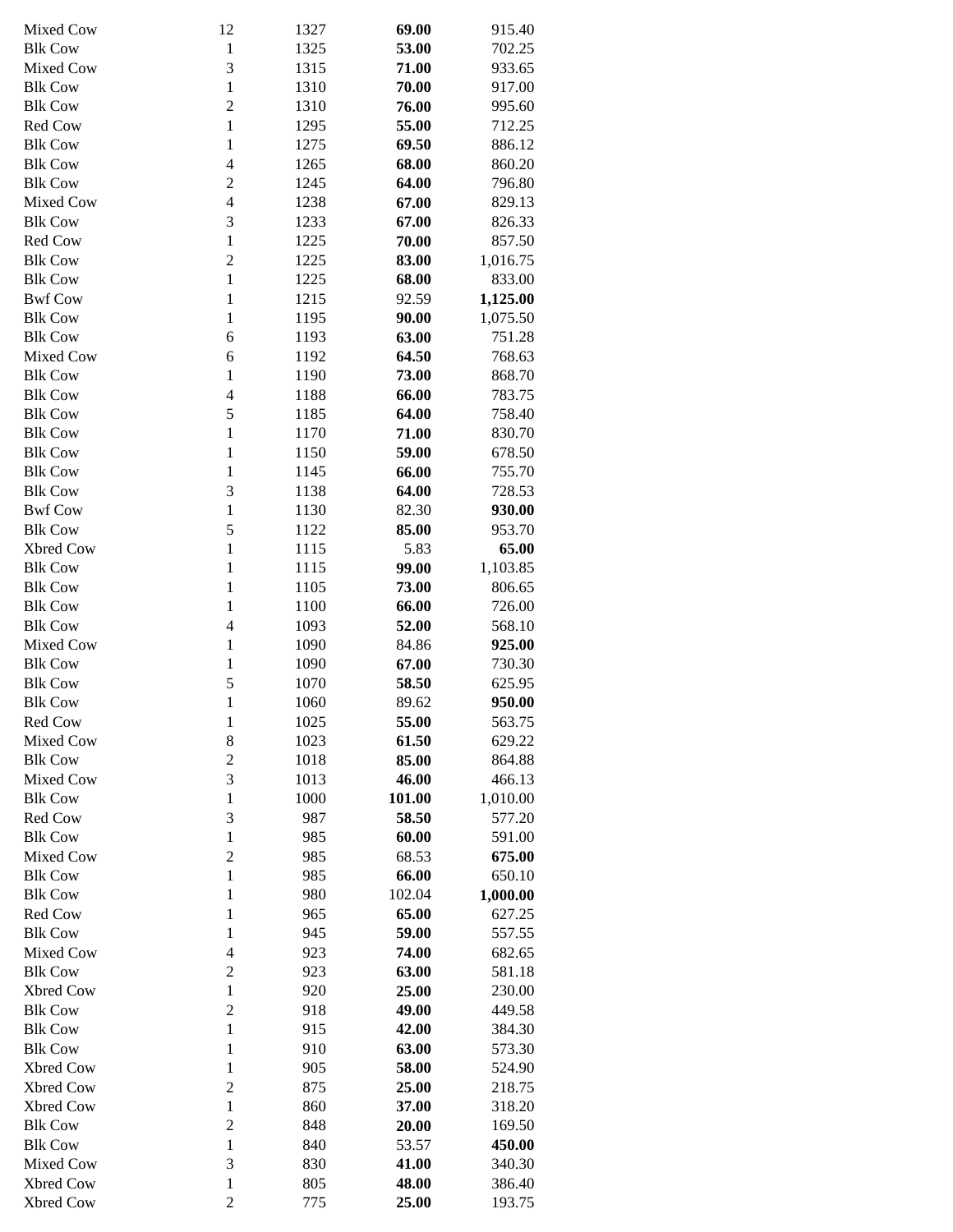| | | | | |
|---|---|---|---|---|
| Mixed Cow | 12 | 1327 | **69.00** | 915.40 |
| Blk Cow | 1 | 1325 | **53.00** | 702.25 |
| Mixed Cow | 3 | 1315 | **71.00** | 933.65 |
| Blk Cow | 1 | 1310 | **70.00** | 917.00 |
| Blk Cow | 2 | 1310 | **76.00** | 995.60 |
| Red Cow | 1 | 1295 | **55.00** | 712.25 |
| Blk Cow | 1 | 1275 | **69.50** | 886.12 |
| Blk Cow | 4 | 1265 | **68.00** | 860.20 |
| Blk Cow | 2 | 1245 | **64.00** | 796.80 |
| Mixed Cow | 4 | 1238 | **67.00** | 829.13 |
| Blk Cow | 3 | 1233 | **67.00** | 826.33 |
| Red Cow | 1 | 1225 | **70.00** | 857.50 |
| Blk Cow | 2 | 1225 | **83.00** | 1,016.75 |
| Blk Cow | 1 | 1225 | **68.00** | 833.00 |
| Bwf Cow | 1 | 1215 | 92.59 | **1,125.00** |
| Blk Cow | 1 | 1195 | **90.00** | 1,075.50 |
| Blk Cow | 6 | 1193 | **63.00** | 751.28 |
| Mixed Cow | 6 | 1192 | **64.50** | 768.63 |
| Blk Cow | 1 | 1190 | **73.00** | 868.70 |
| Blk Cow | 4 | 1188 | **66.00** | 783.75 |
| Blk Cow | 5 | 1185 | **64.00** | 758.40 |
| Blk Cow | 1 | 1170 | **71.00** | 830.70 |
| Blk Cow | 1 | 1150 | **59.00** | 678.50 |
| Blk Cow | 1 | 1145 | **66.00** | 755.70 |
| Blk Cow | 3 | 1138 | **64.00** | 728.53 |
| Bwf Cow | 1 | 1130 | 82.30 | **930.00** |
| Blk Cow | 5 | 1122 | **85.00** | 953.70 |
| Xbred Cow | 1 | 1115 | 5.83 | **65.00** |
| Blk Cow | 1 | 1115 | **99.00** | 1,103.85 |
| Blk Cow | 1 | 1105 | **73.00** | 806.65 |
| Blk Cow | 1 | 1100 | **66.00** | 726.00 |
| Blk Cow | 4 | 1093 | **52.00** | 568.10 |
| Mixed Cow | 1 | 1090 | 84.86 | **925.00** |
| Blk Cow | 1 | 1090 | **67.00** | 730.30 |
| Blk Cow | 5 | 1070 | **58.50** | 625.95 |
| Blk Cow | 1 | 1060 | 89.62 | **950.00** |
| Red Cow | 1 | 1025 | **55.00** | 563.75 |
| Mixed Cow | 8 | 1023 | **61.50** | 629.22 |
| Blk Cow | 2 | 1018 | **85.00** | 864.88 |
| Mixed Cow | 3 | 1013 | **46.00** | 466.13 |
| Blk Cow | 1 | 1000 | **101.00** | 1,010.00 |
| Red Cow | 3 | 987 | **58.50** | 577.20 |
| Blk Cow | 1 | 985 | **60.00** | 591.00 |
| Mixed Cow | 2 | 985 | 68.53 | **675.00** |
| Blk Cow | 1 | 985 | **66.00** | 650.10 |
| Blk Cow | 1 | 980 | 102.04 | **1,000.00** |
| Red Cow | 1 | 965 | **65.00** | 627.25 |
| Blk Cow | 1 | 945 | **59.00** | 557.55 |
| Mixed Cow | 4 | 923 | **74.00** | 682.65 |
| Blk Cow | 2 | 923 | **63.00** | 581.18 |
| Xbred Cow | 1 | 920 | **25.00** | 230.00 |
| Blk Cow | 2 | 918 | **49.00** | 449.58 |
| Blk Cow | 1 | 915 | **42.00** | 384.30 |
| Blk Cow | 1 | 910 | **63.00** | 573.30 |
| Xbred Cow | 1 | 905 | **58.00** | 524.90 |
| Xbred Cow | 2 | 875 | **25.00** | 218.75 |
| Xbred Cow | 1 | 860 | **37.00** | 318.20 |
| Blk Cow | 2 | 848 | **20.00** | 169.50 |
| Blk Cow | 1 | 840 | 53.57 | **450.00** |
| Mixed Cow | 3 | 830 | **41.00** | 340.30 |
| Xbred Cow | 1 | 805 | **48.00** | 386.40 |
| Xbred Cow | 2 | 775 | **25.00** | 193.75 |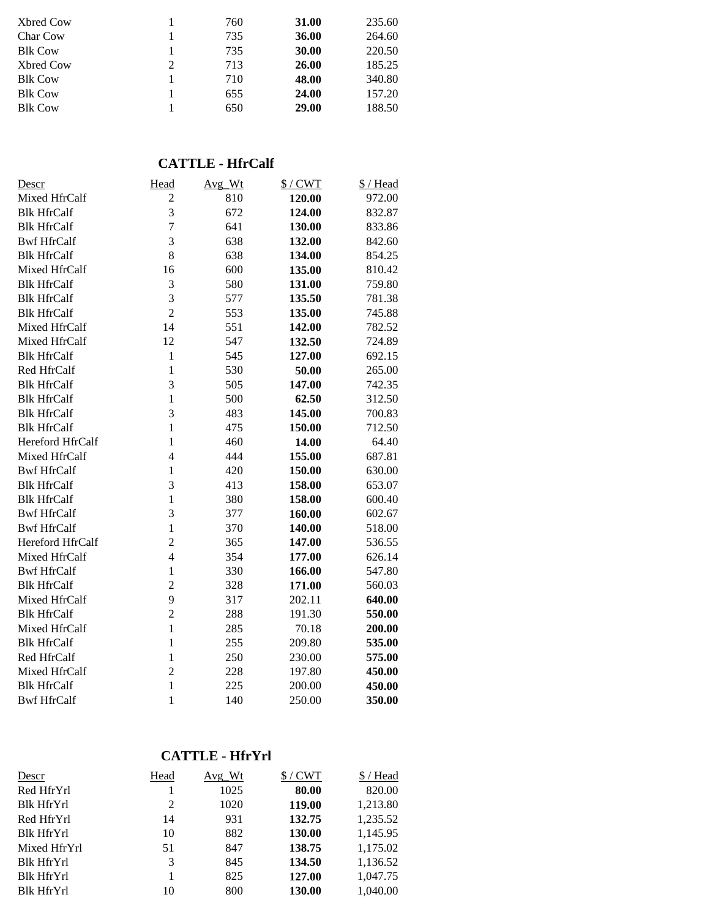| | | | | |
|---|---|---|---|---|
| Xbred Cow | 1 | 760 | **31.00** | 235.60 |
| Char Cow | 1 | 735 | **36.00** | 264.60 |
| Blk Cow | 1 | 735 | **30.00** | 220.50 |
| Xbred Cow | 2 | 713 | **26.00** | 185.25 |
| Blk Cow | 1 | 710 | **48.00** | 340.80 |
| Blk Cow | 1 | 655 | **24.00** | 157.20 |
| Blk Cow | 1 | 650 | **29.00** | 188.50 |

## CATTLE - HfrCalf

| Descr | Head | Avg_Wt | $ / CWT | $ / Head |
|---|---|---|---|---|
| Mixed HfrCalf | 2 | 810 | **120.00** | 972.00 |
| Blk HfrCalf | 3 | 672 | **124.00** | 832.87 |
| Blk HfrCalf | 7 | 641 | **130.00** | 833.86 |
| Bwf HfrCalf | 3 | 638 | **132.00** | 842.60 |
| Blk HfrCalf | 8 | 638 | **134.00** | 854.25 |
| Mixed HfrCalf | 16 | 600 | **135.00** | 810.42 |
| Blk HfrCalf | 3 | 580 | **131.00** | 759.80 |
| Blk HfrCalf | 3 | 577 | **135.50** | 781.38 |
| Blk HfrCalf | 2 | 553 | **135.00** | 745.88 |
| Mixed HfrCalf | 14 | 551 | **142.00** | 782.52 |
| Mixed HfrCalf | 12 | 547 | **132.50** | 724.89 |
| Blk HfrCalf | 1 | 545 | **127.00** | 692.15 |
| Red HfrCalf | 1 | 530 | **50.00** | 265.00 |
| Blk HfrCalf | 3 | 505 | **147.00** | 742.35 |
| Blk HfrCalf | 1 | 500 | **62.50** | 312.50 |
| Blk HfrCalf | 3 | 483 | **145.00** | 700.83 |
| Blk HfrCalf | 1 | 475 | **150.00** | 712.50 |
| Hereford HfrCalf | 1 | 460 | **14.00** | 64.40 |
| Mixed HfrCalf | 4 | 444 | **155.00** | 687.81 |
| Bwf HfrCalf | 1 | 420 | **150.00** | 630.00 |
| Blk HfrCalf | 3 | 413 | **158.00** | 653.07 |
| Blk HfrCalf | 1 | 380 | **158.00** | 600.40 |
| Bwf HfrCalf | 3 | 377 | **160.00** | 602.67 |
| Bwf HfrCalf | 1 | 370 | **140.00** | 518.00 |
| Hereford HfrCalf | 2 | 365 | **147.00** | 536.55 |
| Mixed HfrCalf | 4 | 354 | **177.00** | 626.14 |
| Bwf HfrCalf | 1 | 330 | **166.00** | 547.80 |
| Blk HfrCalf | 2 | 328 | **171.00** | 560.03 |
| Mixed HfrCalf | 9 | 317 | 202.11 | **640.00** |
| Blk HfrCalf | 2 | 288 | 191.30 | **550.00** |
| Mixed HfrCalf | 1 | 285 | 70.18 | **200.00** |
| Blk HfrCalf | 1 | 255 | 209.80 | **535.00** |
| Red HfrCalf | 1 | 250 | 230.00 | **575.00** |
| Mixed HfrCalf | 2 | 228 | 197.80 | **450.00** |
| Blk HfrCalf | 1 | 225 | 200.00 | **450.00** |
| Bwf HfrCalf | 1 | 140 | 250.00 | **350.00** |

## CATTLE - HfrYrl

| Descr | Head | Avg_Wt | $ / CWT | $ / Head |
|---|---|---|---|---|
| Red HfrYrl | 1 | 1025 | **80.00** | 820.00 |
| Blk HfrYrl | 2 | 1020 | **119.00** | 1,213.80 |
| Red HfrYrl | 14 | 931 | **132.75** | 1,235.52 |
| Blk HfrYrl | 10 | 882 | **130.00** | 1,145.95 |
| Mixed HfrYrl | 51 | 847 | **138.75** | 1,175.02 |
| Blk HfrYrl | 3 | 845 | **134.50** | 1,136.52 |
| Blk HfrYrl | 1 | 825 | **127.00** | 1,047.75 |
| Blk HfrYrl | 10 | 800 | **130.00** | 1,040.00 |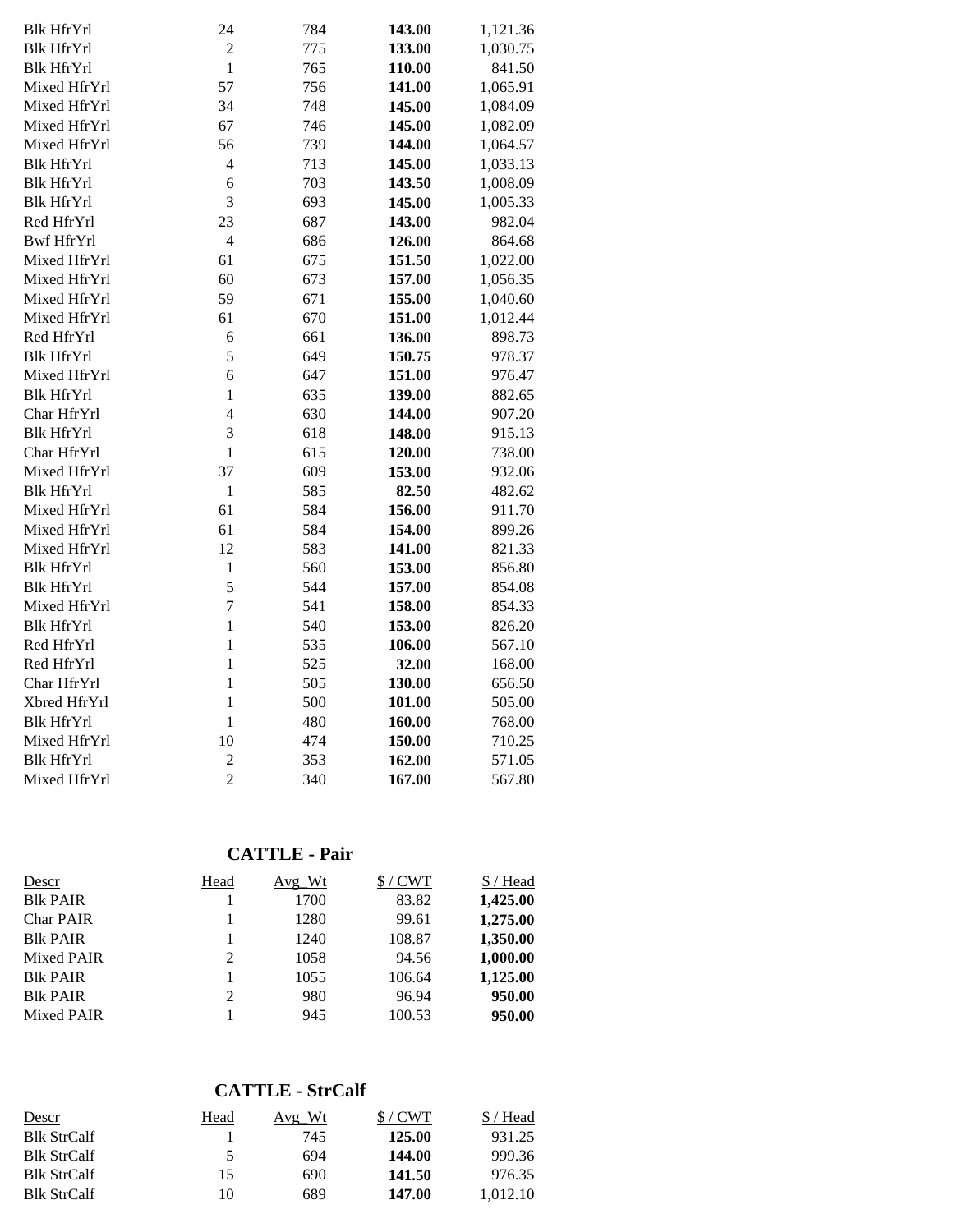| | | | | |
|---|---|---|---|---|
| Blk HfrYrl | 24 | 784 | **143.00** | 1,121.36 |
| Blk HfrYrl | 2 | 775 | **133.00** | 1,030.75 |
| Blk HfrYrl | 1 | 765 | **110.00** | 841.50 |
| Mixed HfrYrl | 57 | 756 | **141.00** | 1,065.91 |
| Mixed HfrYrl | 34 | 748 | **145.00** | 1,084.09 |
| Mixed HfrYrl | 67 | 746 | **145.00** | 1,082.09 |
| Mixed HfrYrl | 56 | 739 | **144.00** | 1,064.57 |
| Blk HfrYrl | 4 | 713 | **145.00** | 1,033.13 |
| Blk HfrYrl | 6 | 703 | **143.50** | 1,008.09 |
| Blk HfrYrl | 3 | 693 | **145.00** | 1,005.33 |
| Red HfrYrl | 23 | 687 | **143.00** | 982.04 |
| Bwf HfrYrl | 4 | 686 | **126.00** | 864.68 |
| Mixed HfrYrl | 61 | 675 | **151.50** | 1,022.00 |
| Mixed HfrYrl | 60 | 673 | **157.00** | 1,056.35 |
| Mixed HfrYrl | 59 | 671 | **155.00** | 1,040.60 |
| Mixed HfrYrl | 61 | 670 | **151.00** | 1,012.44 |
| Red HfrYrl | 6 | 661 | **136.00** | 898.73 |
| Blk HfrYrl | 5 | 649 | **150.75** | 978.37 |
| Mixed HfrYrl | 6 | 647 | **151.00** | 976.47 |
| Blk HfrYrl | 1 | 635 | **139.00** | 882.65 |
| Char HfrYrl | 4 | 630 | **144.00** | 907.20 |
| Blk HfrYrl | 3 | 618 | **148.00** | 915.13 |
| Char HfrYrl | 1 | 615 | **120.00** | 738.00 |
| Mixed HfrYrl | 37 | 609 | **153.00** | 932.06 |
| Blk HfrYrl | 1 | 585 | **82.50** | 482.62 |
| Mixed HfrYrl | 61 | 584 | **156.00** | 911.70 |
| Mixed HfrYrl | 61 | 584 | **154.00** | 899.26 |
| Mixed HfrYrl | 12 | 583 | **141.00** | 821.33 |
| Blk HfrYrl | 1 | 560 | **153.00** | 856.80 |
| Blk HfrYrl | 5 | 544 | **157.00** | 854.08 |
| Mixed HfrYrl | 7 | 541 | **158.00** | 854.33 |
| Blk HfrYrl | 1 | 540 | **153.00** | 826.20 |
| Red HfrYrl | 1 | 535 | **106.00** | 567.10 |
| Red HfrYrl | 1 | 525 | **32.00** | 168.00 |
| Char HfrYrl | 1 | 505 | **130.00** | 656.50 |
| Xbred HfrYrl | 1 | 500 | **101.00** | 505.00 |
| Blk HfrYrl | 1 | 480 | **160.00** | 768.00 |
| Mixed HfrYrl | 10 | 474 | **150.00** | 710.25 |
| Blk HfrYrl | 2 | 353 | **162.00** | 571.05 |
| Mixed HfrYrl | 2 | 340 | **167.00** | 567.80 |

## CATTLE - Pair

| Descr | Head | Avg_Wt | $ / CWT | $ / Head |
|---|---|---|---|---|
| Blk PAIR | 1 | 1700 | 83.82 | **1,425.00** |
| Char PAIR | 1 | 1280 | 99.61 | **1,275.00** |
| Blk PAIR | 1 | 1240 | 108.87 | **1,350.00** |
| Mixed PAIR | 2 | 1058 | 94.56 | **1,000.00** |
| Blk PAIR | 1 | 1055 | 106.64 | **1,125.00** |
| Blk PAIR | 2 | 980 | 96.94 | **950.00** |
| Mixed PAIR | 1 | 945 | 100.53 | **950.00** |

## CATTLE - StrCalf

| Descr | Head | Avg_Wt | $ / CWT | $ / Head |
|---|---|---|---|---|
| Blk StrCalf | 1 | 745 | **125.00** | 931.25 |
| Blk StrCalf | 5 | 694 | **144.00** | 999.36 |
| Blk StrCalf | 15 | 690 | **141.50** | 976.35 |
| Blk StrCalf | 10 | 689 | **147.00** | 1,012.10 |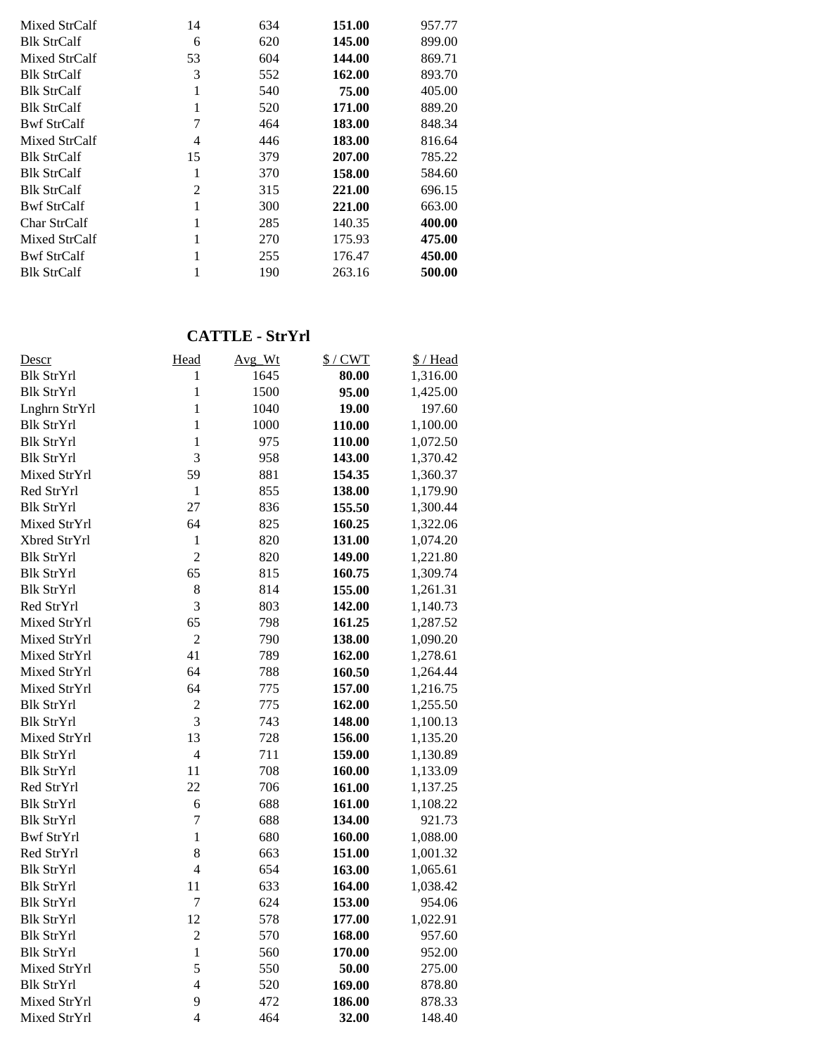| | | | | |
|---|---|---|---|---|
| Mixed StrCalf | 14 | 634 | **151.00** | 957.77 |
| Blk StrCalf | 6 | 620 | **145.00** | 899.00 |
| Mixed StrCalf | 53 | 604 | **144.00** | 869.71 |
| Blk StrCalf | 3 | 552 | **162.00** | 893.70 |
| Blk StrCalf | 1 | 540 | **75.00** | 405.00 |
| Blk StrCalf | 1 | 520 | **171.00** | 889.20 |
| Bwf StrCalf | 7 | 464 | **183.00** | 848.34 |
| Mixed StrCalf | 4 | 446 | **183.00** | 816.64 |
| Blk StrCalf | 15 | 379 | **207.00** | 785.22 |
| Blk StrCalf | 1 | 370 | **158.00** | 584.60 |
| Blk StrCalf | 2 | 315 | **221.00** | 696.15 |
| Bwf StrCalf | 1 | 300 | **221.00** | 663.00 |
| Char StrCalf | 1 | 285 | 140.35 | **400.00** |
| Mixed StrCalf | 1 | 270 | 175.93 | **475.00** |
| Bwf StrCalf | 1 | 255 | 176.47 | **450.00** |
| Blk StrCalf | 1 | 190 | 263.16 | **500.00** |

## CATTLE - StrYrl

| Descr | Head | Avg_Wt | $ / CWT | $ / Head |
|---|---|---|---|---|
| Blk StrYrl | 1 | 1645 | **80.00** | 1,316.00 |
| Blk StrYrl | 1 | 1500 | **95.00** | 1,425.00 |
| Lnghrn StrYrl | 1 | 1040 | **19.00** | 197.60 |
| Blk StrYrl | 1 | 1000 | **110.00** | 1,100.00 |
| Blk StrYrl | 1 | 975 | **110.00** | 1,072.50 |
| Blk StrYrl | 3 | 958 | **143.00** | 1,370.42 |
| Mixed StrYrl | 59 | 881 | **154.35** | 1,360.37 |
| Red StrYrl | 1 | 855 | **138.00** | 1,179.90 |
| Blk StrYrl | 27 | 836 | **155.50** | 1,300.44 |
| Mixed StrYrl | 64 | 825 | **160.25** | 1,322.06 |
| Xbred StrYrl | 1 | 820 | **131.00** | 1,074.20 |
| Blk StrYrl | 2 | 820 | **149.00** | 1,221.80 |
| Blk StrYrl | 65 | 815 | **160.75** | 1,309.74 |
| Blk StrYrl | 8 | 814 | **155.00** | 1,261.31 |
| Red StrYrl | 3 | 803 | **142.00** | 1,140.73 |
| Mixed StrYrl | 65 | 798 | **161.25** | 1,287.52 |
| Mixed StrYrl | 2 | 790 | **138.00** | 1,090.20 |
| Mixed StrYrl | 41 | 789 | **162.00** | 1,278.61 |
| Mixed StrYrl | 64 | 788 | **160.50** | 1,264.44 |
| Mixed StrYrl | 64 | 775 | **157.00** | 1,216.75 |
| Blk StrYrl | 2 | 775 | **162.00** | 1,255.50 |
| Blk StrYrl | 3 | 743 | **148.00** | 1,100.13 |
| Mixed StrYrl | 13 | 728 | **156.00** | 1,135.20 |
| Blk StrYrl | 4 | 711 | **159.00** | 1,130.89 |
| Blk StrYrl | 11 | 708 | **160.00** | 1,133.09 |
| Red StrYrl | 22 | 706 | **161.00** | 1,137.25 |
| Blk StrYrl | 6 | 688 | **161.00** | 1,108.22 |
| Blk StrYrl | 7 | 688 | **134.00** | 921.73 |
| Bwf StrYrl | 1 | 680 | **160.00** | 1,088.00 |
| Red StrYrl | 8 | 663 | **151.00** | 1,001.32 |
| Blk StrYrl | 4 | 654 | **163.00** | 1,065.61 |
| Blk StrYrl | 11 | 633 | **164.00** | 1,038.42 |
| Blk StrYrl | 7 | 624 | **153.00** | 954.06 |
| Blk StrYrl | 12 | 578 | **177.00** | 1,022.91 |
| Blk StrYrl | 2 | 570 | **168.00** | 957.60 |
| Blk StrYrl | 1 | 560 | **170.00** | 952.00 |
| Mixed StrYrl | 5 | 550 | **50.00** | 275.00 |
| Blk StrYrl | 4 | 520 | **169.00** | 878.80 |
| Mixed StrYrl | 9 | 472 | **186.00** | 878.33 |
| Mixed StrYrl | 4 | 464 | **32.00** | 148.40 |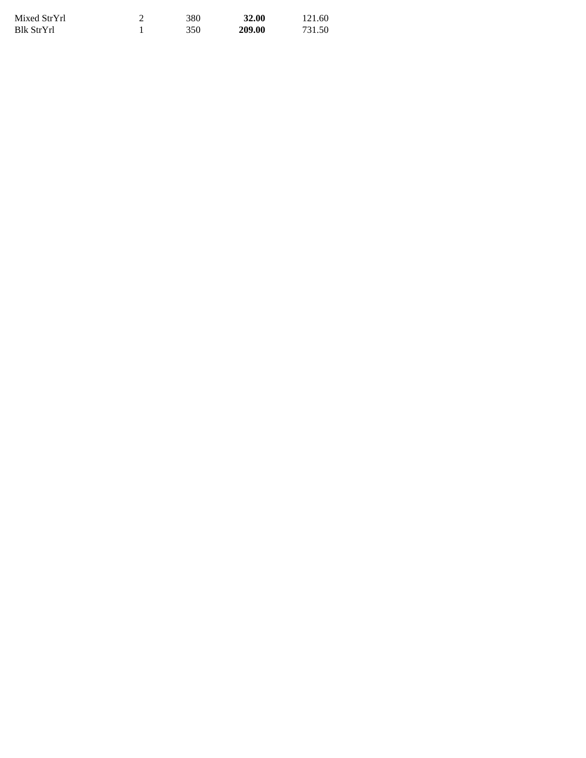| | | | | |
|---|---|---|---|---|
| Mixed StrYrl | 2 | 380 | **32.00** | 121.60 |
| Blk StrYrl | 1 | 350 | **209.00** | 731.50 |